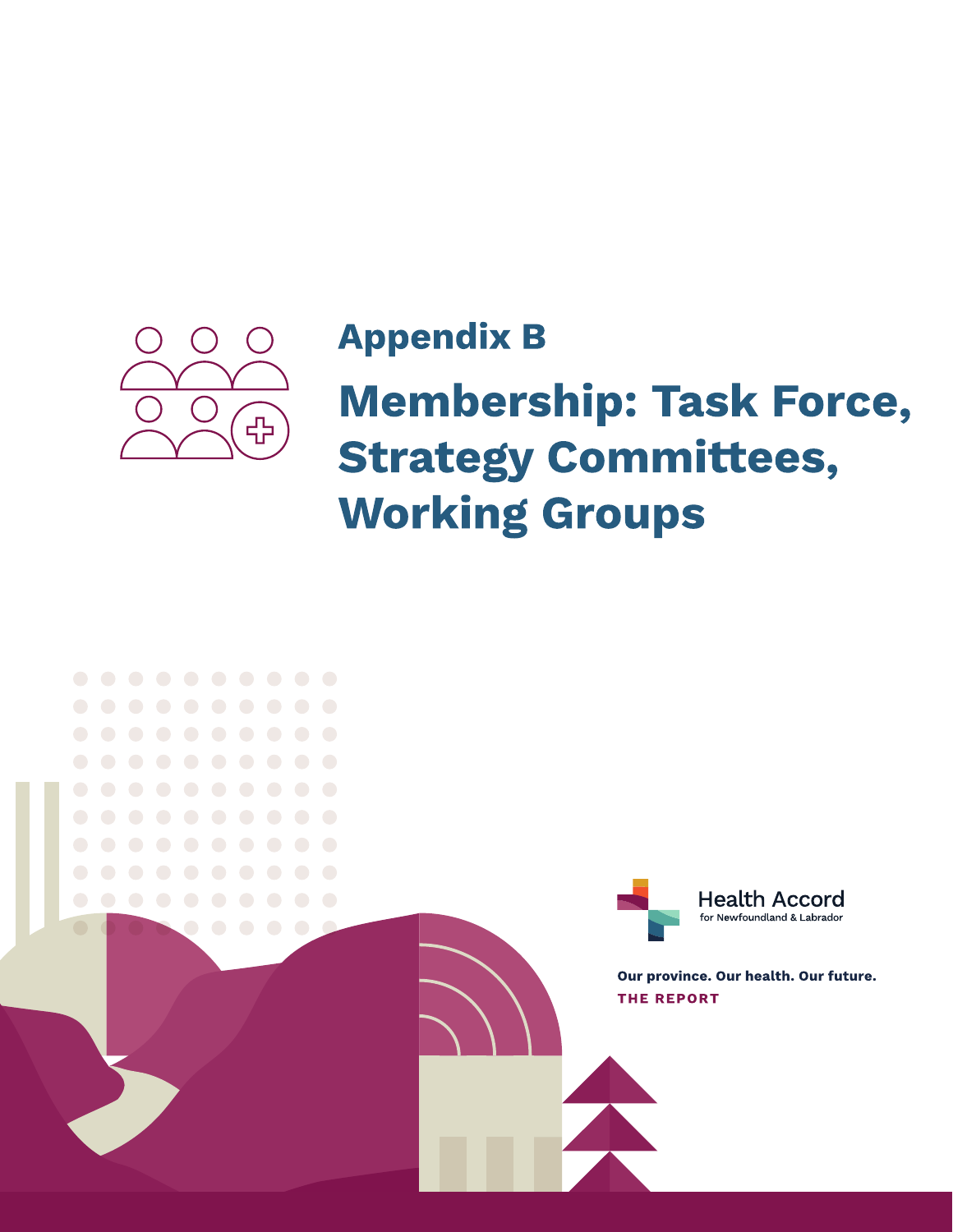# Appendix B

## Membership: Task Force, Strategy Committees, Working Groups

Health Accord for Newfoundland & Labrador

**Our province. Our health. Our future.**

**THE REPORT**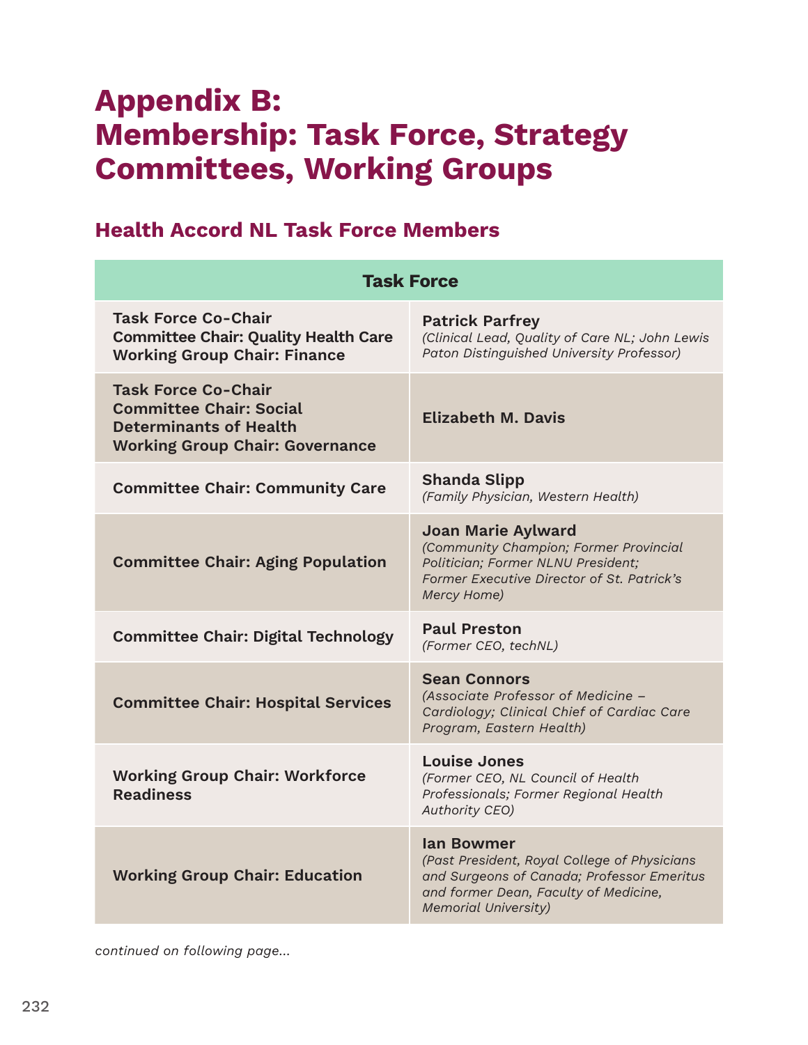# Appendix B: Membership: Task Force, Strategy Committees, Working Groups

## Health Accord NL Task Force Members

| Task Force | |
|---|---|
| **Task Force Co-Chair**<br>**Committee Chair: Quality Health Care**<br>**Working Group Chair: Finance** | **Patrick Parfrey**<br>*(Clinical Lead, Quality of Care NL; John Lewis Paton Distinguished University Professor)* |
| **Task Force Co-Chair**<br>**Committee Chair: Social Determinants of Health**<br>**Working Group Chair: Governance** | **Elizabeth M. Davis** |
| **Committee Chair: Community Care** | **Shanda Slipp**<br>*(Family Physician, Western Health)* |
| **Committee Chair: Aging Population** | **Joan Marie Aylward**<br>*(Community Champion; Former Provincial Politician; Former NLNU President; Former Executive Director of St. Patrick's Mercy Home)* |
| **Committee Chair: Digital Technology** | **Paul Preston**<br>*(Former CEO, techNL)* |
| **Committee Chair: Hospital Services** | **Sean Connors**<br>*(Associate Professor of Medicine – Cardiology; Clinical Chief of Cardiac Care Program, Eastern Health)* |
| **Working Group Chair: Workforce Readiness** | **Louise Jones**<br>*(Former CEO, NL Council of Health Professionals; Former Regional Health Authority CEO)* |
| **Working Group Chair: Education** | **Ian Bowmer**<br>*(Past President, Royal College of Physicians and Surgeons of Canada; Professor Emeritus and former Dean, Faculty of Medicine, Memorial University)* |

*continued on following page...*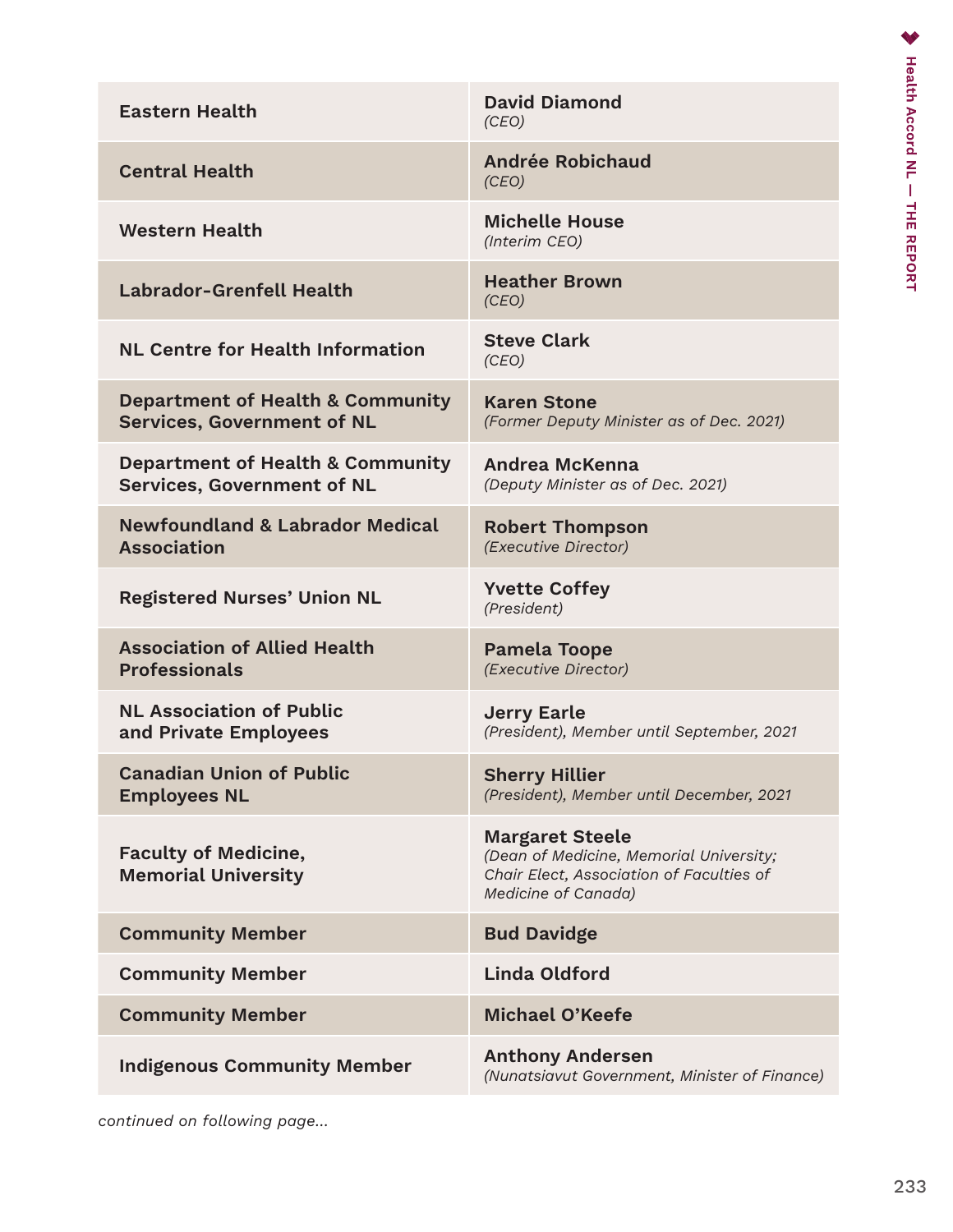| | |
|---|---|
| **Eastern Health** | **David Diamond** *(CEO)* |
| **Central Health** | **Andrée Robichaud** *(CEO)* |
| **Western Health** | **Michelle House** *(Interim CEO)* |
| **Labrador-Grenfell Health** | **Heather Brown** *(CEO)* |
| **NL Centre for Health Information** | **Steve Clark** *(CEO)* |
| **Department of Health & Community Services, Government of NL** | **Karen Stone** *(Former Deputy Minister as of Dec. 2021)* |
| **Department of Health & Community Services, Government of NL** | **Andrea McKenna** *(Deputy Minister as of Dec. 2021)* |
| **Newfoundland & Labrador Medical Association** | **Robert Thompson** *(Executive Director)* |
| **Registered Nurses' Union NL** | **Yvette Coffey** *(President)* |
| **Association of Allied Health Professionals** | **Pamela Toope** *(Executive Director)* |
| **NL Association of Public and Private Employees** | **Jerry Earle** *(President), Member until September, 2021* |
| **Canadian Union of Public Employees NL** | **Sherry Hillier** *(President), Member until December, 2021* |
| **Faculty of Medicine, Memorial University** | **Margaret Steele** *(Dean of Medicine, Memorial University; Chair Elect, Association of Faculties of Medicine of Canada)* |
| **Community Member** | **Bud Davidge** |
| **Community Member** | **Linda Oldford** |
| **Community Member** | **Michael O'Keefe** |
| **Indigenous Community Member** | **Anthony Andersen** *(Nunatsiavut Government, Minister of Finance)* |

*continued on following page...*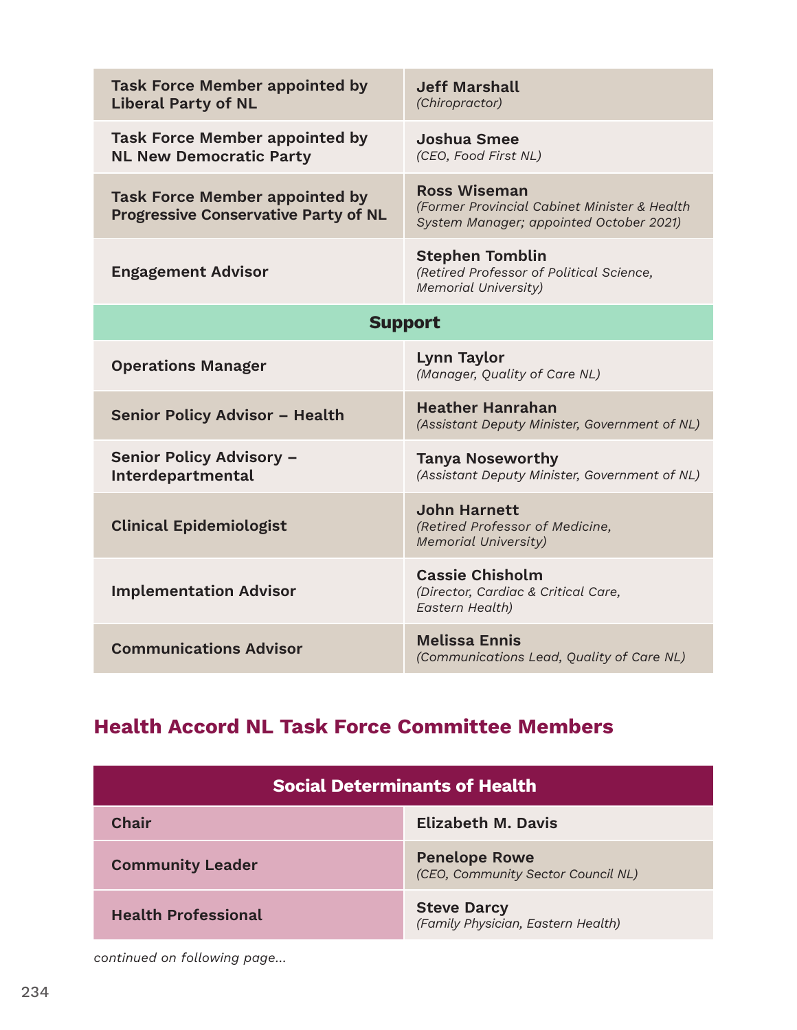| | |
|---|---|
| **Task Force Member appointed by Liberal Party of NL** | **Jeff Marshall** *(Chiropractor)* |
| **Task Force Member appointed by NL New Democratic Party** | **Joshua Smee** *(CEO, Food First NL)* |
| **Task Force Member appointed by Progressive Conservative Party of NL** | **Ross Wiseman** *(Former Provincial Cabinet Minister & Health System Manager; appointed October 2021)* |
| **Engagement Advisor** | **Stephen Tomblin** *(Retired Professor of Political Science, Memorial University)* |
| **Support** | |
| **Operations Manager** | **Lynn Taylor** *(Manager, Quality of Care NL)* |
| **Senior Policy Advisor – Health** | **Heather Hanrahan** *(Assistant Deputy Minister, Government of NL)* |
| **Senior Policy Advisory – Interdepartmental** | **Tanya Noseworthy** *(Assistant Deputy Minister, Government of NL)* |
| **Clinical Epidemiologist** | **John Harnett** *(Retired Professor of Medicine, Memorial University)* |
| **Implementation Advisor** | **Cassie Chisholm** *(Director, Cardiac & Critical Care, Eastern Health)* |
| **Communications Advisor** | **Melissa Ennis** *(Communications Lead, Quality of Care NL)* |

## Health Accord NL Task Force Committee Members

| Social Determinants of Health | |
|---|---|
| **Chair** | **Elizabeth M. Davis** |
| **Community Leader** | **Penelope Rowe** *(CEO, Community Sector Council NL)* |
| **Health Professional** | **Steve Darcy** *(Family Physician, Eastern Health)* |

*continued on following page...*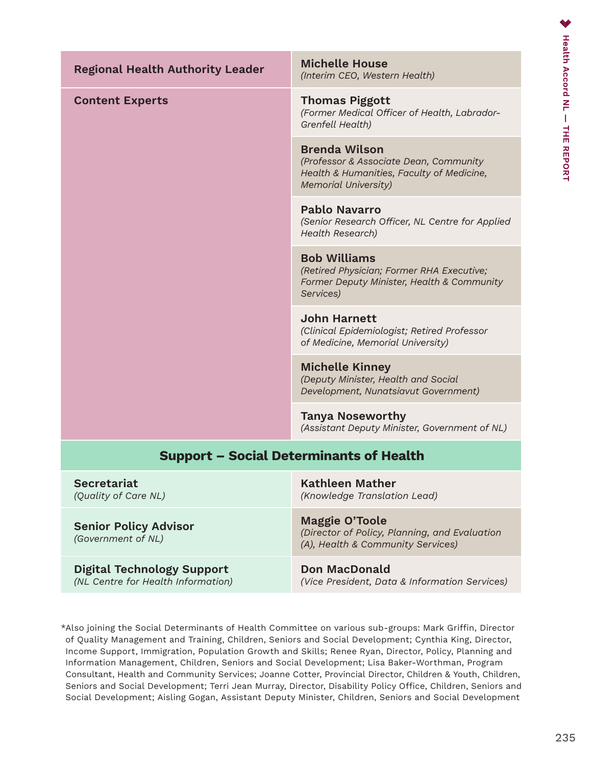| | |
|---|---|
| **Regional Health Authority Leader** | **Michelle House** *(Interim CEO, Western Health)* |
| **Content Experts** | **Thomas Piggott** *(Former Medical Officer of Health, Labrador-Grenfell Health)* |
| | **Brenda Wilson** *(Professor & Associate Dean, Community Health & Humanities, Faculty of Medicine, Memorial University)* |
| | **Pablo Navarro** *(Senior Research Officer, NL Centre for Applied Health Research)* |
| | **Bob Williams** *(Retired Physician; Former RHA Executive; Former Deputy Minister, Health & Community Services)* |
| | **John Harnett** *(Clinical Epidemiologist; Retired Professor of Medicine, Memorial University)* |
| | **Michelle Kinney** *(Deputy Minister, Health and Social Development, Nunatsiavut Government)* |
| | **Tanya Noseworthy** *(Assistant Deputy Minister, Government of NL)* |

**Support – Social Determinants of Health**

| | |
|---|---|
| **Secretariat** *(Quality of Care NL)* | **Kathleen Mather** *(Knowledge Translation Lead)* |
| **Senior Policy Advisor** *(Government of NL)* | **Maggie O'Toole** *(Director of Policy, Planning, and Evaluation (A), Health & Community Services)* |
| **Digital Technology Support** *(NL Centre for Health Information)* | **Don MacDonald** *(Vice President, Data & Information Services)* |

*Also joining the Social Determinants of Health Committee on various sub-groups: Mark Griffin, Director of Quality Management and Training, Children, Seniors and Social Development; Cynthia King, Director, Income Support, Immigration, Population Growth and Skills; Renee Ryan, Director, Policy, Planning and Information Management, Children, Seniors and Social Development; Lisa Baker-Worthman, Program Consultant, Health and Community Services; Joanne Cotter, Provincial Director, Children & Youth, Children, Seniors and Social Development; Terri Jean Murray, Director, Disability Policy Office, Children, Seniors and Social Development; Aisling Gogan, Assistant Deputy Minister, Children, Seniors and Social Development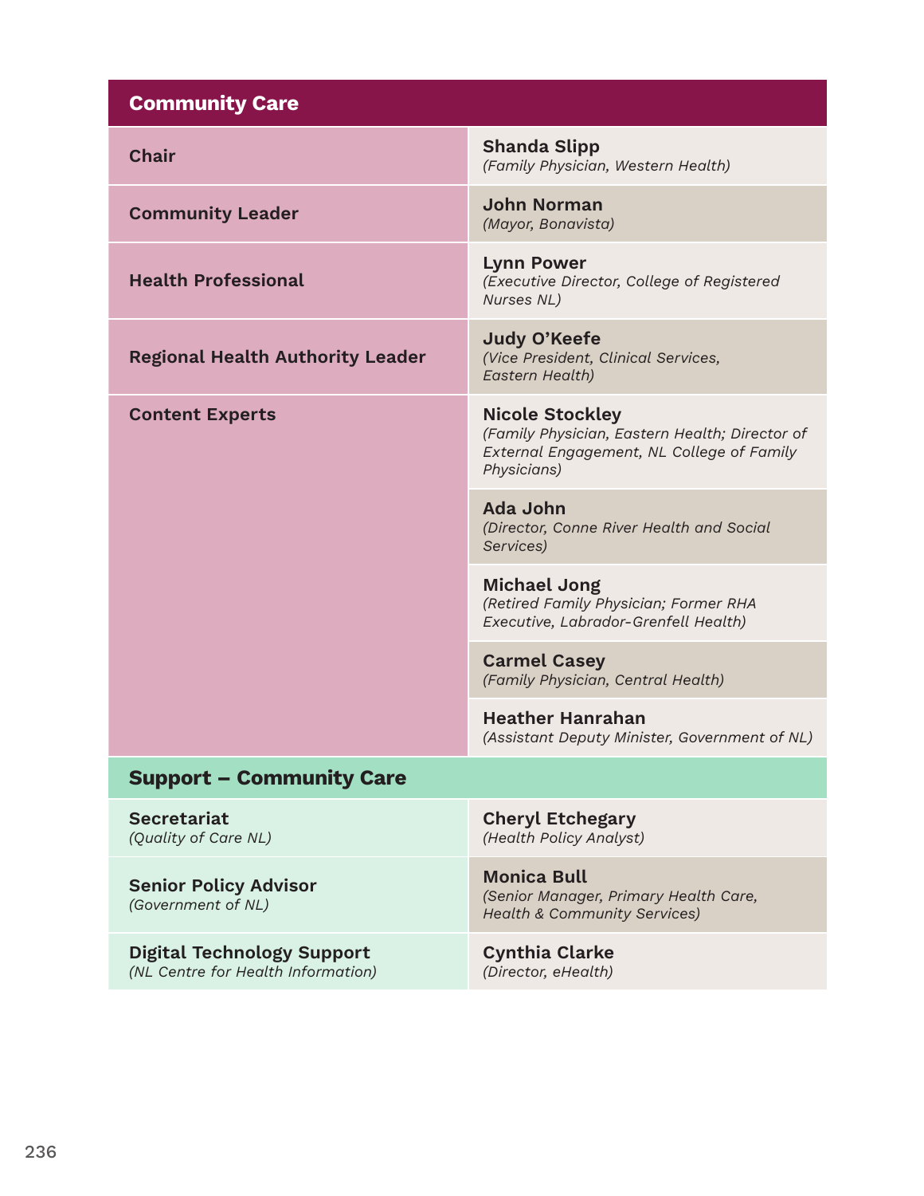| Community Care | |
|---|---|
| **Chair** | **Shanda Slipp** *(Family Physician, Western Health)* |
| **Community Leader** | **John Norman** *(Mayor, Bonavista)* |
| **Health Professional** | **Lynn Power** *(Executive Director, College of Registered Nurses NL)* |
| **Regional Health Authority Leader** | **Judy O'Keefe** *(Vice President, Clinical Services, Eastern Health)* |
| **Content Experts** | **Nicole Stockley** *(Family Physician, Eastern Health; Director of External Engagement, NL College of Family Physicians)* |
| | **Ada John** *(Director, Conne River Health and Social Services)* |
| | **Michael Jong** *(Retired Family Physician; Former RHA Executive, Labrador-Grenfell Health)* |
| | **Carmel Casey** *(Family Physician, Central Health)* |
| | **Heather Hanrahan** *(Assistant Deputy Minister, Government of NL)* |
| **Support – Community Care** | |
| **Secretariat** *(Quality of Care NL)* | **Cheryl Etchegary** *(Health Policy Analyst)* |
| **Senior Policy Advisor** *(Government of NL)* | **Monica Bull** *(Senior Manager, Primary Health Care, Health & Community Services)* |
| **Digital Technology Support** *(NL Centre for Health Information)* | **Cynthia Clarke** *(Director, eHealth)* |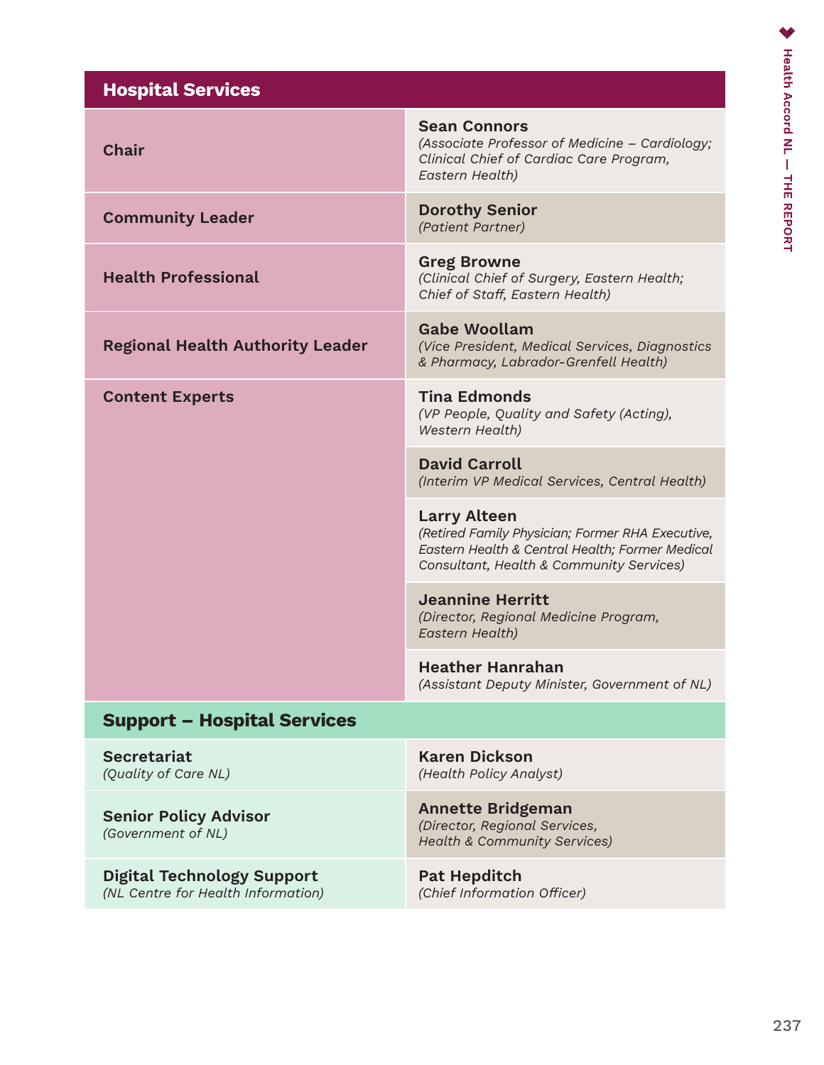## Hospital Services

| Role | Member |
|---|---|
| **Chair** | **Sean Connors** *(Associate Professor of Medicine – Cardiology; Clinical Chief of Cardiac Care Program, Eastern Health)* |
| **Community Leader** | **Dorothy Senior** *(Patient Partner)* |
| **Health Professional** | **Greg Browne** *(Clinical Chief of Surgery, Eastern Health; Chief of Staff, Eastern Health)* |
| **Regional Health Authority Leader** | **Gabe Woollam** *(Vice President, Medical Services, Diagnostics & Pharmacy, Labrador-Grenfell Health)* |
| **Content Experts** | **Tina Edmonds** *(VP People, Quality and Safety (Acting), Western Health)* |
| | **David Carroll** *(Interim VP Medical Services, Central Health)* |
| | **Larry Alteen** *(Retired Family Physician; Former RHA Executive, Eastern Health & Central Health; Former Medical Consultant, Health & Community Services)* |
| | **Jeannine Herritt** *(Director, Regional Medicine Program, Eastern Health)* |
| | **Heather Hanrahan** *(Assistant Deputy Minister, Government of NL)* |

## Support – Hospital Services

| Role | Member |
|---|---|
| **Secretariat** *(Quality of Care NL)* | **Karen Dickson** *(Health Policy Analyst)* |
| **Senior Policy Advisor** *(Government of NL)* | **Annette Bridgeman** *(Director, Regional Services, Health & Community Services)* |
| **Digital Technology Support** *(NL Centre for Health Information)* | **Pat Hepditch** *(Chief Information Officer)* |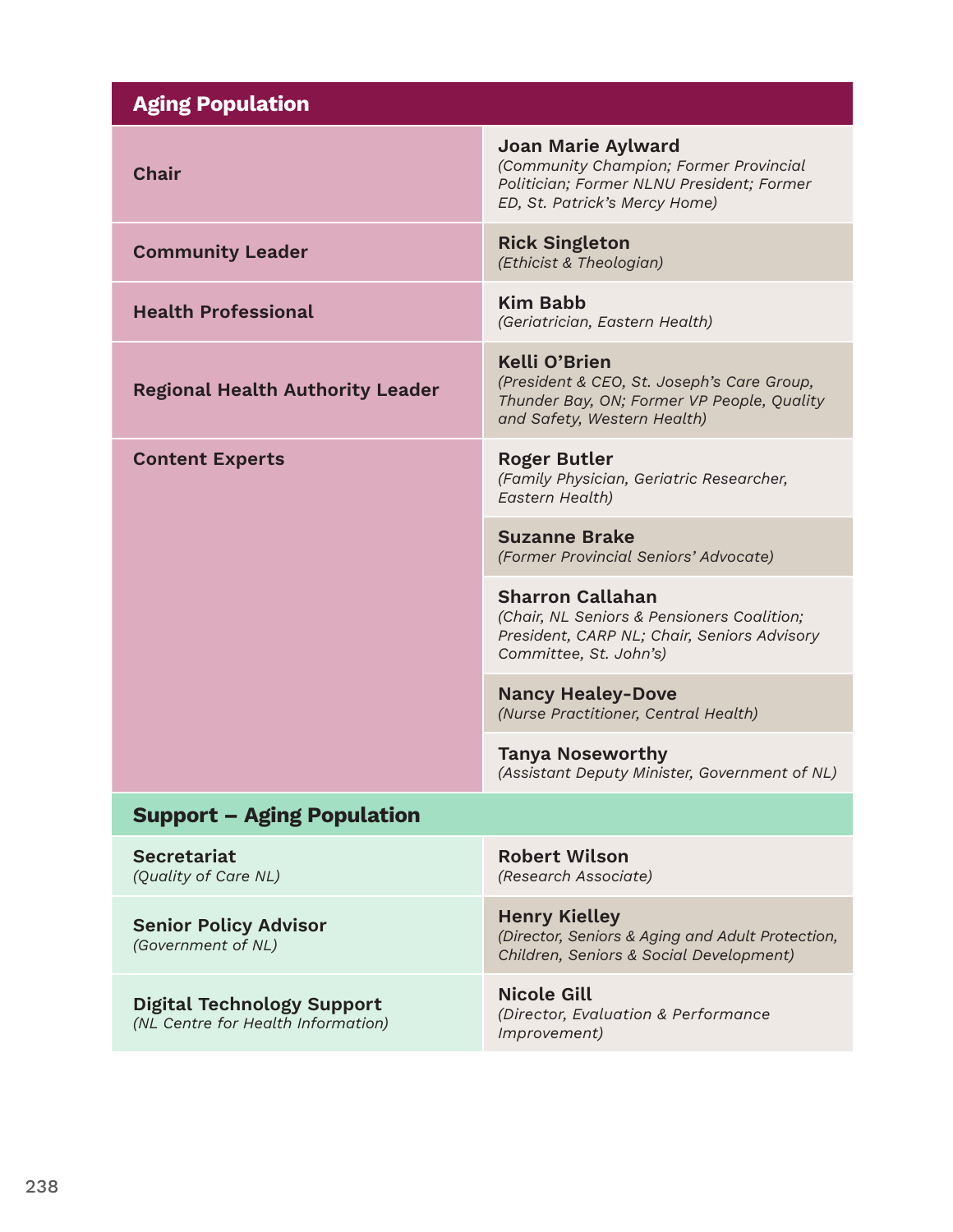| **Aging Population** | |
|---|---|
| **Chair** | **Joan Marie Aylward** *(Community Champion; Former Provincial Politician; Former NLNU President; Former ED, St. Patrick's Mercy Home)* |
| **Community Leader** | **Rick Singleton** *(Ethicist & Theologian)* |
| **Health Professional** | **Kim Babb** *(Geriatrician, Eastern Health)* |
| **Regional Health Authority Leader** | **Kelli O'Brien** *(President & CEO, St. Joseph's Care Group, Thunder Bay, ON; Former VP People, Quality and Safety, Western Health)* |
| **Content Experts** | **Roger Butler** *(Family Physician, Geriatric Researcher, Eastern Health)* |
| | **Suzanne Brake** *(Former Provincial Seniors' Advocate)* |
| | **Sharron Callahan** *(Chair, NL Seniors & Pensioners Coalition; President, CARP NL; Chair, Seniors Advisory Committee, St. John's)* |
| | **Nancy Healey-Dove** *(Nurse Practitioner, Central Health)* |
| | **Tanya Noseworthy** *(Assistant Deputy Minister, Government of NL)* |
| **Support – Aging Population** | |
| **Secretariat** *(Quality of Care NL)* | **Robert Wilson** *(Research Associate)* |
| **Senior Policy Advisor** *(Government of NL)* | **Henry Kielley** *(Director, Seniors & Aging and Adult Protection, Children, Seniors & Social Development)* |
| **Digital Technology Support** *(NL Centre for Health Information)* | **Nicole Gill** *(Director, Evaluation & Performance Improvement)* |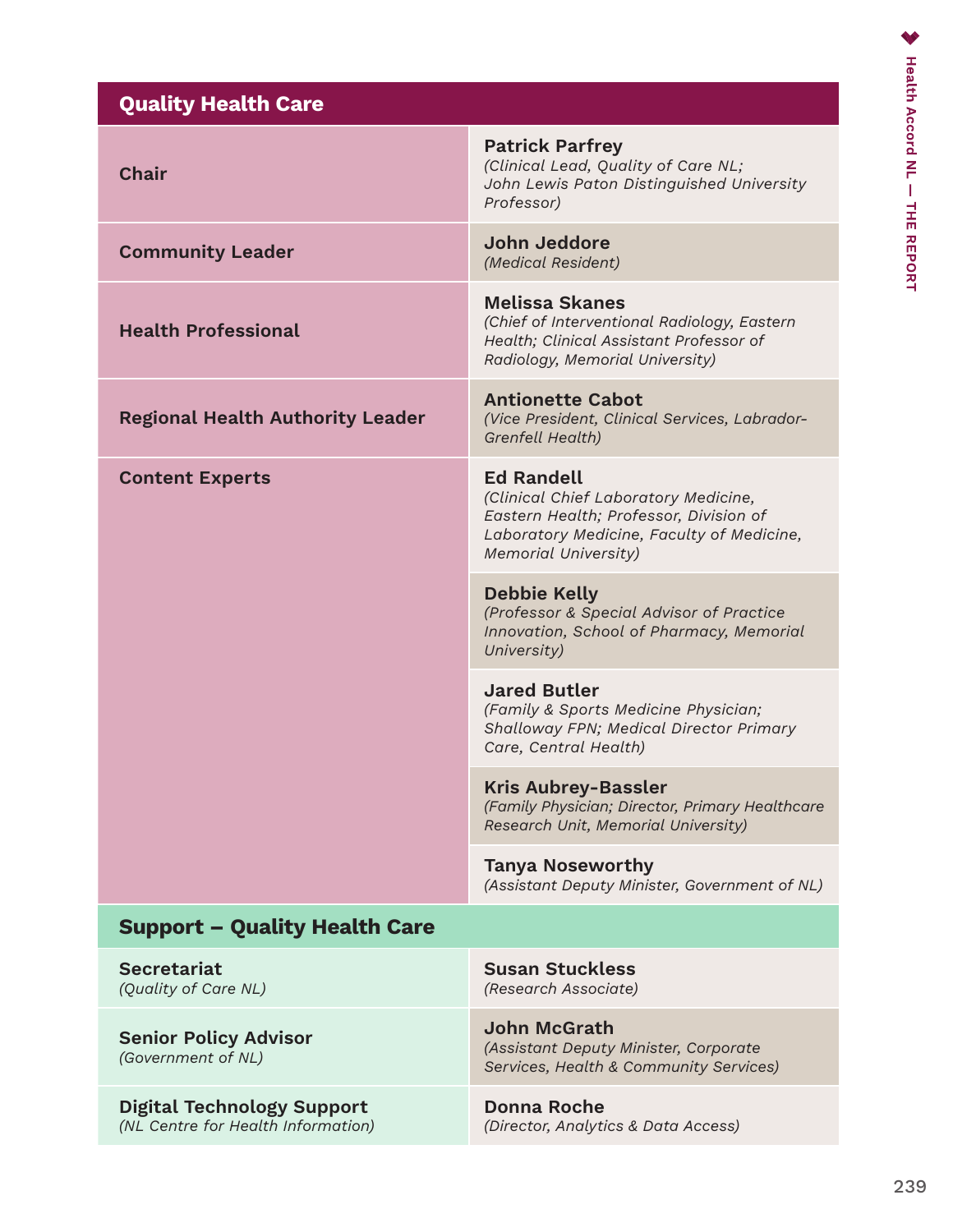| Quality Health Care | |
|---|---|
| **Chair** | **Patrick Parfrey** *(Clinical Lead, Quality of Care NL; John Lewis Paton Distinguished University Professor)* |
| **Community Leader** | **John Jeddore** *(Medical Resident)* |
| **Health Professional** | **Melissa Skanes** *(Chief of Interventional Radiology, Eastern Health; Clinical Assistant Professor of Radiology, Memorial University)* |
| **Regional Health Authority Leader** | **Antionette Cabot** *(Vice President, Clinical Services, Labrador-Grenfell Health)* |
| **Content Experts** | **Ed Randell** *(Clinical Chief Laboratory Medicine, Eastern Health; Professor, Division of Laboratory Medicine, Faculty of Medicine, Memorial University)* |
| | **Debbie Kelly** *(Professor & Special Advisor of Practice Innovation, School of Pharmacy, Memorial University)* |
| | **Jared Butler** *(Family & Sports Medicine Physician; Shalloway FPN; Medical Director Primary Care, Central Health)* |
| | **Kris Aubrey-Bassler** *(Family Physician; Director, Primary Healthcare Research Unit, Memorial University)* |
| | **Tanya Noseworthy** *(Assistant Deputy Minister, Government of NL)* |

| Support – Quality Health Care | |
|---|---|
| **Secretariat** *(Quality of Care NL)* | **Susan Stuckless** *(Research Associate)* |
| **Senior Policy Advisor** *(Government of NL)* | **John McGrath** *(Assistant Deputy Minister, Corporate Services, Health & Community Services)* |
| **Digital Technology Support** *(NL Centre for Health Information)* | **Donna Roche** *(Director, Analytics & Data Access)* |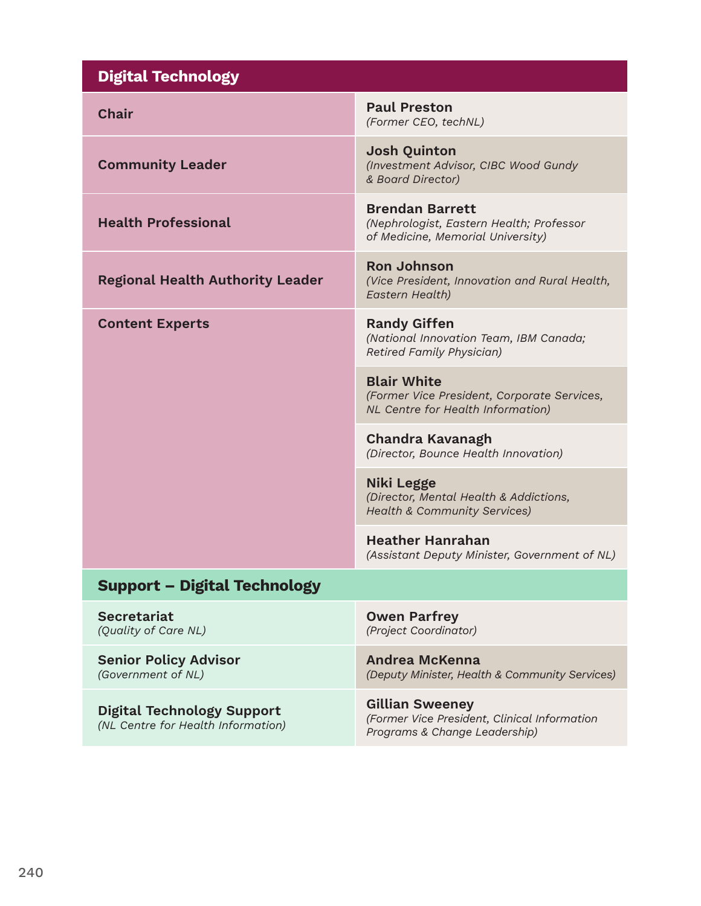| Digital Technology | |
|---|---|
| **Chair** | **Paul Preston**<br>*(Former CEO, techNL)* |
| **Community Leader** | **Josh Quinton**<br>*(Investment Advisor, CIBC Wood Gundy & Board Director)* |
| **Health Professional** | **Brendan Barrett**<br>*(Nephrologist, Eastern Health; Professor of Medicine, Memorial University)* |
| **Regional Health Authority Leader** | **Ron Johnson**<br>*(Vice President, Innovation and Rural Health, Eastern Health)* |
| **Content Experts** | **Randy Giffen**<br>*(National Innovation Team, IBM Canada; Retired Family Physician)* |
| | **Blair White**<br>*(Former Vice President, Corporate Services, NL Centre for Health Information)* |
| | **Chandra Kavanagh**<br>*(Director, Bounce Health Innovation)* |
| | **Niki Legge**<br>*(Director, Mental Health & Addictions, Health & Community Services)* |
| | **Heather Hanrahan**<br>*(Assistant Deputy Minister, Government of NL)* |

| Support – Digital Technology | |
|---|---|
| **Secretariat**<br>*(Quality of Care NL)* | **Owen Parfrey**<br>*(Project Coordinator)* |
| **Senior Policy Advisor**<br>*(Government of NL)* | **Andrea McKenna**<br>*(Deputy Minister, Health & Community Services)* |
| **Digital Technology Support**<br>*(NL Centre for Health Information)* | **Gillian Sweeney**<br>*(Former Vice President, Clinical Information Programs & Change Leadership)* |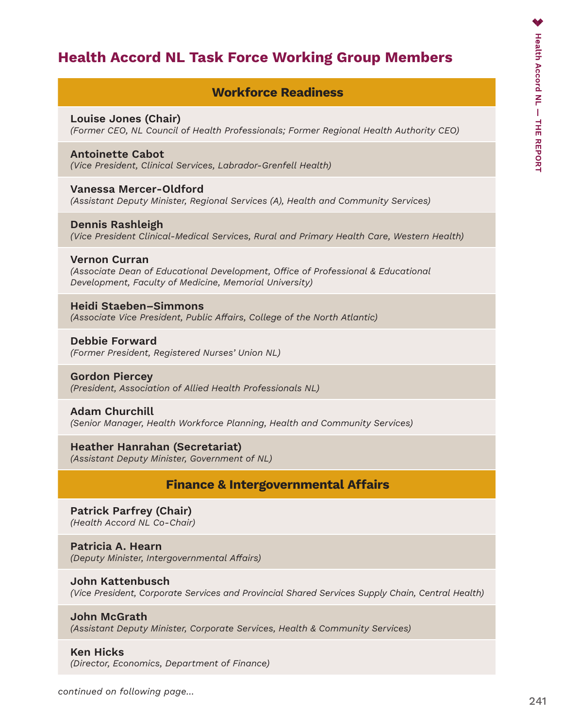## Health Accord NL Task Force Working Group Members

### Workforce Readiness

**Louise Jones (Chair)**
*(Former CEO, NL Council of Health Professionals; Former Regional Health Authority CEO)*

**Antoinette Cabot**
*(Vice President, Clinical Services, Labrador-Grenfell Health)*

**Vanessa Mercer-Oldford**
*(Assistant Deputy Minister, Regional Services (A), Health and Community Services)*

**Dennis Rashleigh**
*(Vice President Clinical-Medical Services, Rural and Primary Health Care, Western Health)*

**Vernon Curran**
*(Associate Dean of Educational Development, Office of Professional & Educational Development, Faculty of Medicine, Memorial University)*

**Heidi Staeben–Simmons**
*(Associate Vice President, Public Affairs, College of the North Atlantic)*

**Debbie Forward**
*(Former President, Registered Nurses' Union NL)*

**Gordon Piercey**
*(President, Association of Allied Health Professionals NL)*

**Adam Churchill**
*(Senior Manager, Health Workforce Planning, Health and Community Services)*

**Heather Hanrahan (Secretariat)**
*(Assistant Deputy Minister, Government of NL)*

### Finance & Intergovernmental Affairs

**Patrick Parfrey (Chair)**
*(Health Accord NL Co-Chair)*

**Patricia A. Hearn**
*(Deputy Minister, Intergovernmental Affairs)*

**John Kattenbusch**
*(Vice President, Corporate Services and Provincial Shared Services Supply Chain, Central Health)*

**John McGrath**
*(Assistant Deputy Minister, Corporate Services, Health & Community Services)*

**Ken Hicks**
*(Director, Economics, Department of Finance)*

*continued on following page...*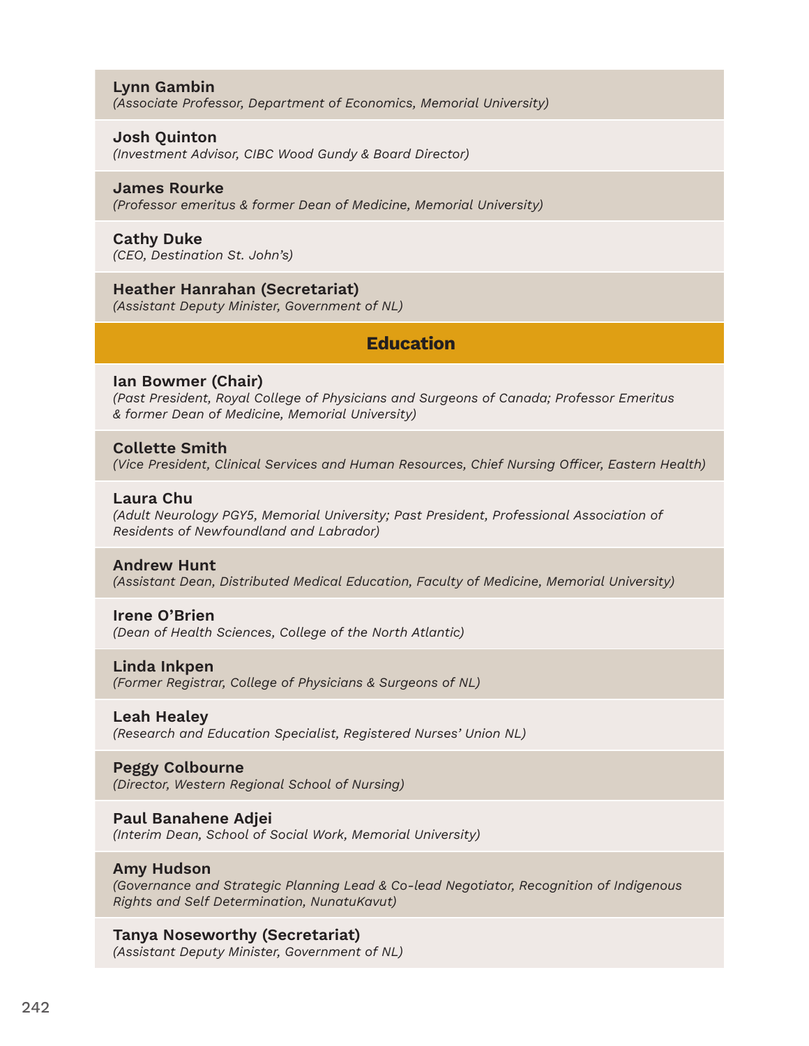**Lynn Gambin**
*(Associate Professor, Department of Economics, Memorial University)*

**Josh Quinton**
*(Investment Advisor, CIBC Wood Gundy & Board Director)*

**James Rourke**
*(Professor emeritus & former Dean of Medicine, Memorial University)*

**Cathy Duke**
*(CEO, Destination St. John's)*

**Heather Hanrahan (Secretariat)**
*(Assistant Deputy Minister, Government of NL)*

## Education

**Ian Bowmer (Chair)**
*(Past President, Royal College of Physicians and Surgeons of Canada; Professor Emeritus & former Dean of Medicine, Memorial University)*

**Collette Smith**
*(Vice President, Clinical Services and Human Resources, Chief Nursing Officer, Eastern Health)*

**Laura Chu**
*(Adult Neurology PGY5, Memorial University; Past President, Professional Association of Residents of Newfoundland and Labrador)*

**Andrew Hunt**
*(Assistant Dean, Distributed Medical Education, Faculty of Medicine, Memorial University)*

**Irene O'Brien**
*(Dean of Health Sciences, College of the North Atlantic)*

**Linda Inkpen**
*(Former Registrar, College of Physicians & Surgeons of NL)*

**Leah Healey**
*(Research and Education Specialist, Registered Nurses' Union NL)*

**Peggy Colbourne**
*(Director, Western Regional School of Nursing)*

**Paul Banahene Adjei**
*(Interim Dean, School of Social Work, Memorial University)*

**Amy Hudson**
*(Governance and Strategic Planning Lead & Co-lead Negotiator, Recognition of Indigenous Rights and Self Determination, NunatuKavut)*

**Tanya Noseworthy (Secretariat)**
*(Assistant Deputy Minister, Government of NL)*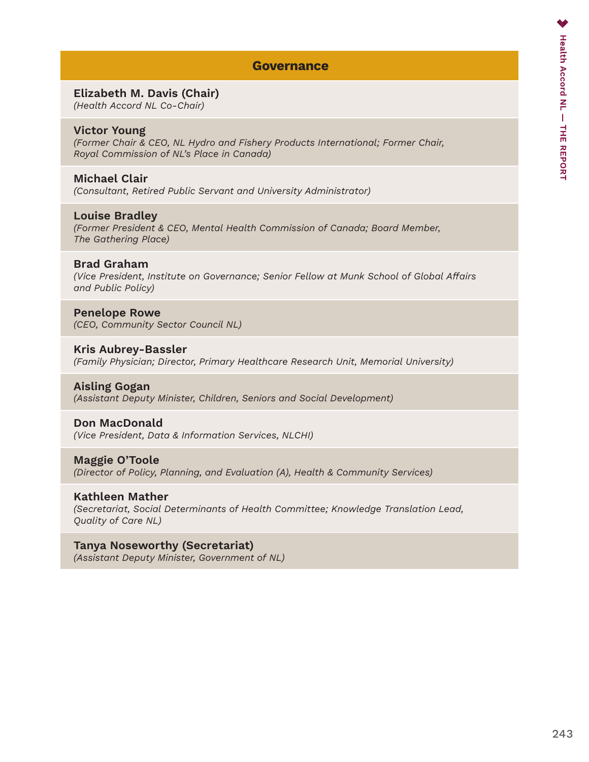| Governance |
| --- |
| **Elizabeth M. Davis (Chair)**<br>*(Health Accord NL Co-Chair)* |
| **Victor Young**<br>*(Former Chair & CEO, NL Hydro and Fishery Products International; Former Chair, Royal Commission of NL's Place in Canada)* |
| **Michael Clair**<br>*(Consultant, Retired Public Servant and University Administrator)* |
| **Louise Bradley**<br>*(Former President & CEO, Mental Health Commission of Canada; Board Member, The Gathering Place)* |
| **Brad Graham**<br>*(Vice President, Institute on Governance; Senior Fellow at Munk School of Global Affairs and Public Policy)* |
| **Penelope Rowe**<br>*(CEO, Community Sector Council NL)* |
| **Kris Aubrey-Bassler**<br>*(Family Physician; Director, Primary Healthcare Research Unit, Memorial University)* |
| **Aisling Gogan**<br>*(Assistant Deputy Minister, Children, Seniors and Social Development)* |
| **Don MacDonald**<br>*(Vice President, Data & Information Services, NLCHI)* |
| **Maggie O'Toole**<br>*(Director of Policy, Planning, and Evaluation (A), Health & Community Services)* |
| **Kathleen Mather**<br>*(Secretariat, Social Determinants of Health Committee; Knowledge Translation Lead, Quality of Care NL)* |
| **Tanya Noseworthy (Secretariat)**<br>*(Assistant Deputy Minister, Government of NL)* |